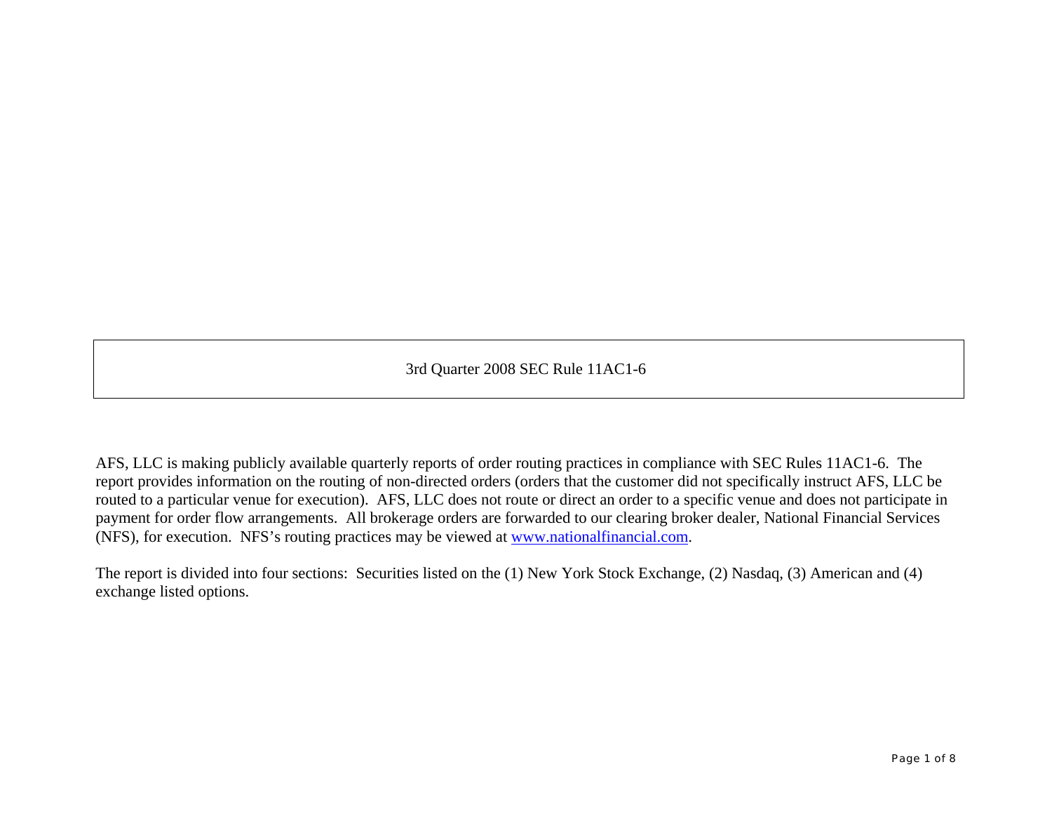# 3rd Quarter 2008 SEC Rule 11AC1-6

AFS, LLC is making publicly available quarterly reports of order routing practices in compliance with SEC Rules 11AC1-6. The report provides information on the routing of non-directed orders (orders that the customer did not specifically instruct AFS, LLC be routed to a particular venue for execution). AFS, LLC does not route or direct an order to a specific venue and does not participate in payment for order flow arrangements. All brokerage orders are forwarded to our clearing broker dealer, National Financial Services (NFS), for execution. NFS's routing practices may be viewed at www.nationalfinancial.com.

The report is divided into four sections: Securities listed on the (1) New York Stock Exchange, (2) Nasdaq, (3) American and (4) exchange listed options.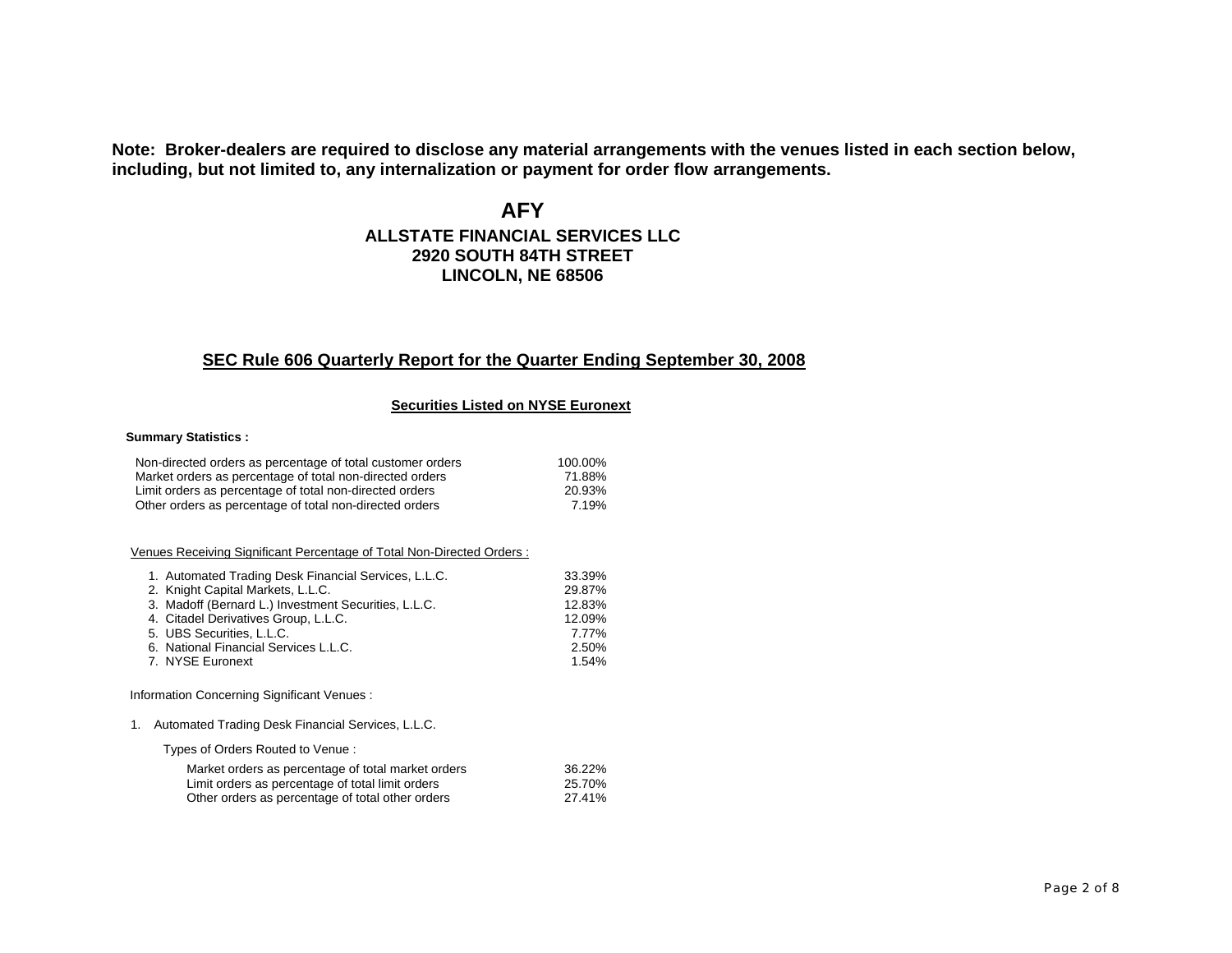**Note: Broker-dealers are required to disclose any material arrangements with the venues listed in each section below, including, but not limited to, any internalization or payment for order flow arrangements.**

# AFY

## ALLSTATE FINANCIAL SERVICES LLC
## 2920 SOUTH 84TH STREET
## LINCOLN, NE 68506

## SEC Rule 606 Quarterly Report for the Quarter Ending September 30, 2008

### Securities Listed on NYSE Euronext

**Summary Statistics :**

| | |
|---|---|
| Non-directed orders as percentage of total customer orders | 100.00% |
| Market orders as percentage of total non-directed orders | 71.88% |
| Limit orders as percentage of total non-directed orders | 20.93% |
| Other orders as percentage of total non-directed orders | 7.19% |

Venues Receiving Significant Percentage of Total Non-Directed Orders :

| | |
|---|---|
| 1. Automated Trading Desk Financial Services, L.L.C. | 33.39% |
| 2. Knight Capital Markets, L.L.C. | 29.87% |
| 3. Madoff (Bernard L.) Investment Securities, L.L.C. | 12.83% |
| 4. Citadel Derivatives Group, L.L.C. | 12.09% |
| 5. UBS Securities, L.L.C. | 7.77% |
| 6. National Financial Services L.L.C. | 2.50% |
| 7. NYSE Euronext | 1.54% |

Information Concerning Significant Venues :

1. Automated Trading Desk Financial Services, L.L.C.

Types of Orders Routed to Venue :

| | |
|---|---|
| Market orders as percentage of total market orders | 36.22% |
| Limit orders as percentage of total limit orders | 25.70% |
| Other orders as percentage of total other orders | 27.41% |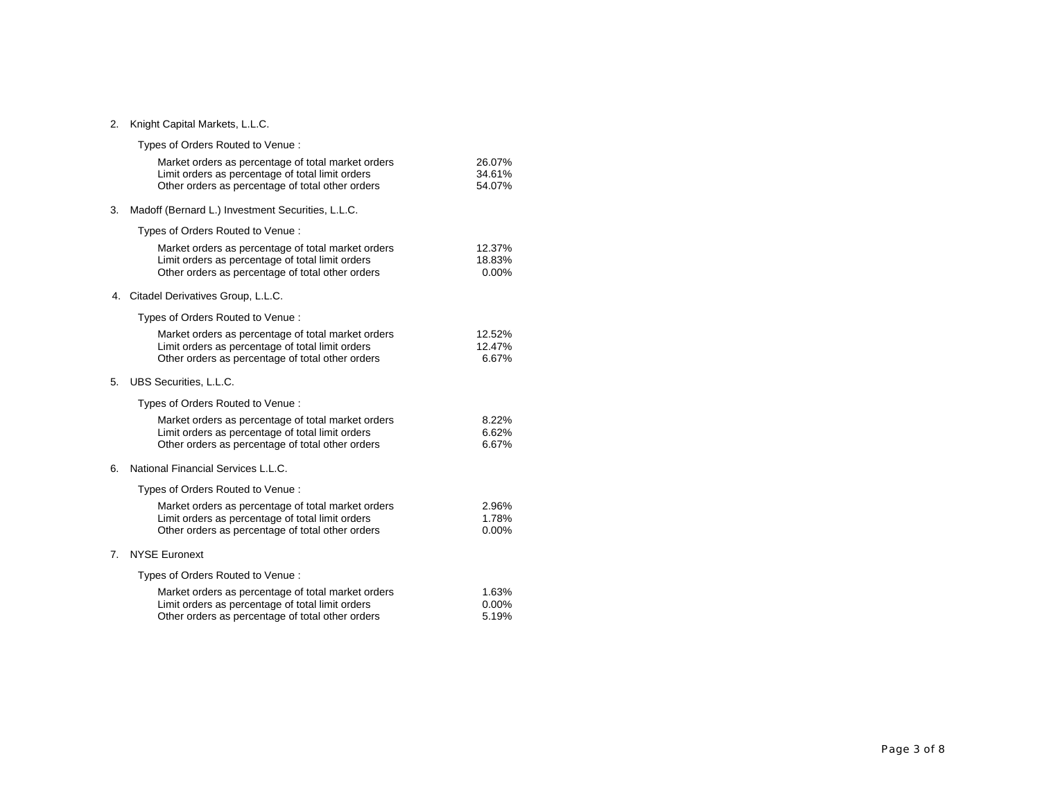2. Knight Capital Markets, L.L.C.

   Types of Orders Routed to Venue :

   | | |
   |---|---|
   | Market orders as percentage of total market orders | 26.07% |
   | Limit orders as percentage of total limit orders | 34.61% |
   | Other orders as percentage of total other orders | 54.07% |

3. Madoff (Bernard L.) Investment Securities, L.L.C.

   Types of Orders Routed to Venue :

   | | |
   |---|---|
   | Market orders as percentage of total market orders | 12.37% |
   | Limit orders as percentage of total limit orders | 18.83% |
   | Other orders as percentage of total other orders | 0.00% |

4. Citadel Derivatives Group, L.L.C.

   Types of Orders Routed to Venue :

   | | |
   |---|---|
   | Market orders as percentage of total market orders | 12.52% |
   | Limit orders as percentage of total limit orders | 12.47% |
   | Other orders as percentage of total other orders | 6.67% |

5. UBS Securities, L.L.C.

   Types of Orders Routed to Venue :

   | | |
   |---|---|
   | Market orders as percentage of total market orders | 8.22% |
   | Limit orders as percentage of total limit orders | 6.62% |
   | Other orders as percentage of total other orders | 6.67% |

6. National Financial Services L.L.C.

   Types of Orders Routed to Venue :

   | | |
   |---|---|
   | Market orders as percentage of total market orders | 2.96% |
   | Limit orders as percentage of total limit orders | 1.78% |
   | Other orders as percentage of total other orders | 0.00% |

7. NYSE Euronext

   Types of Orders Routed to Venue :

   | | |
   |---|---|
   | Market orders as percentage of total market orders | 1.63% |
   | Limit orders as percentage of total limit orders | 0.00% |
   | Other orders as percentage of total other orders | 5.19% |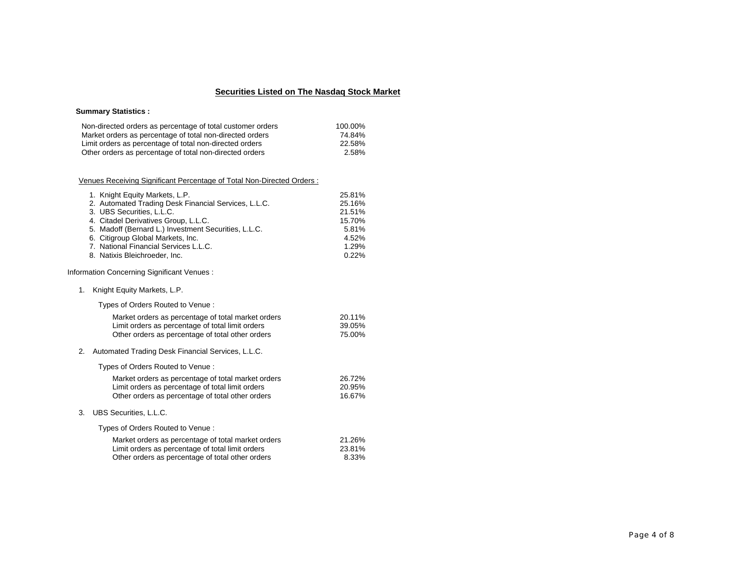## Securities Listed on The Nasdaq Stock Market

**Summary Statistics :**

| | |
|---|---|
| Non-directed orders as percentage of total customer orders | 100.00% |
| Market orders as percentage of total non-directed orders | 74.84% |
| Limit orders as percentage of total non-directed orders | 22.58% |
| Other orders as percentage of total non-directed orders | 2.58% |

Venues Receiving Significant Percentage of Total Non-Directed Orders :

| | |
|---|---|
| 1. Knight Equity Markets, L.P. | 25.81% |
| 2. Automated Trading Desk Financial Services, L.L.C. | 25.16% |
| 3. UBS Securities, L.L.C. | 21.51% |
| 4. Citadel Derivatives Group, L.L.C. | 15.70% |
| 5. Madoff (Bernard L.) Investment Securities, L.L.C. | 5.81% |
| 6. Citigroup Global Markets, Inc. | 4.52% |
| 7. National Financial Services L.L.C. | 1.29% |
| 8. Natixis Bleichroeder, Inc. | 0.22% |

Information Concerning Significant Venues :

1. Knight Equity Markets, L.P.

   Types of Orders Routed to Venue :

| | |
|---|---|
| Market orders as percentage of total market orders | 20.11% |
| Limit orders as percentage of total limit orders | 39.05% |
| Other orders as percentage of total other orders | 75.00% |

2. Automated Trading Desk Financial Services, L.L.C.

   Types of Orders Routed to Venue :

| | |
|---|---|
| Market orders as percentage of total market orders | 26.72% |
| Limit orders as percentage of total limit orders | 20.95% |
| Other orders as percentage of total other orders | 16.67% |

3. UBS Securities, L.L.C.

   Types of Orders Routed to Venue :

| | |
|---|---|
| Market orders as percentage of total market orders | 21.26% |
| Limit orders as percentage of total limit orders | 23.81% |
| Other orders as percentage of total other orders | 8.33% |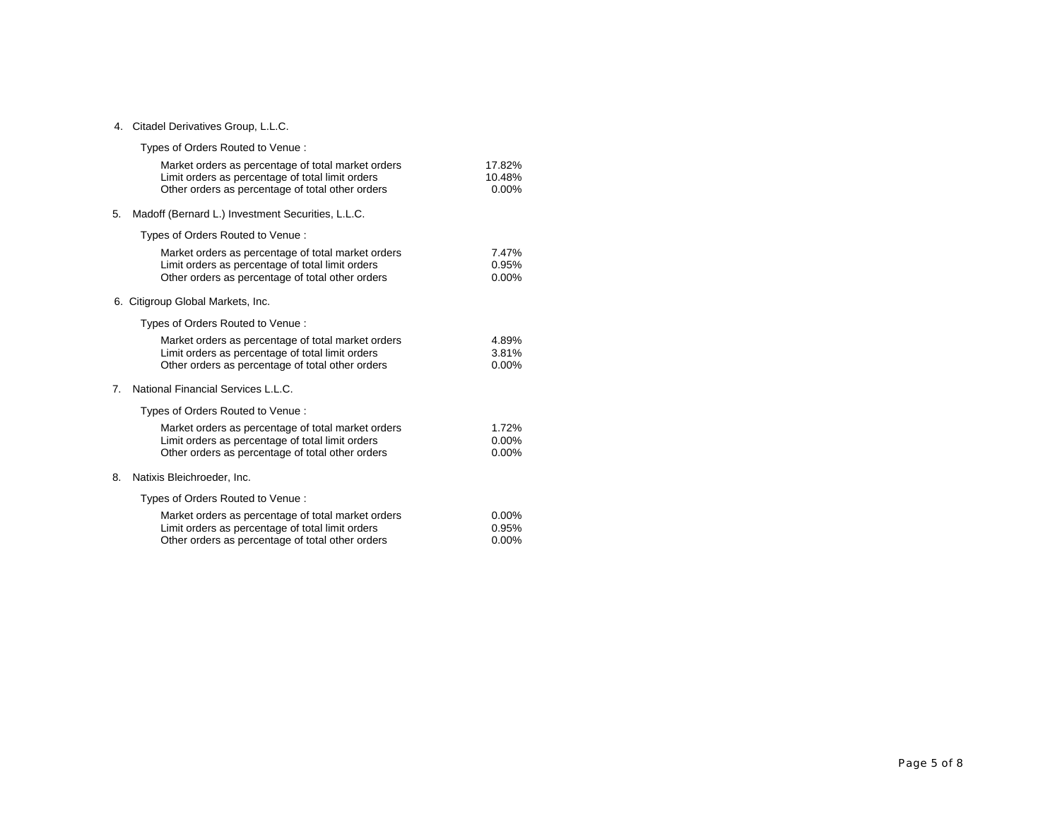4. Citadel Derivatives Group, L.L.C.

Types of Orders Routed to Venue :

| | |
|---|---|
| Market orders as percentage of total market orders | 17.82% |
| Limit orders as percentage of total limit orders | 10.48% |
| Other orders as percentage of total other orders | 0.00% |

5. Madoff (Bernard L.) Investment Securities, L.L.C.

Types of Orders Routed to Venue :

| | |
|---|---|
| Market orders as percentage of total market orders | 7.47% |
| Limit orders as percentage of total limit orders | 0.95% |
| Other orders as percentage of total other orders | 0.00% |

6. Citigroup Global Markets, Inc.

Types of Orders Routed to Venue :

| | |
|---|---|
| Market orders as percentage of total market orders | 4.89% |
| Limit orders as percentage of total limit orders | 3.81% |
| Other orders as percentage of total other orders | 0.00% |

7. National Financial Services L.L.C.

Types of Orders Routed to Venue :

| | |
|---|---|
| Market orders as percentage of total market orders | 1.72% |
| Limit orders as percentage of total limit orders | 0.00% |
| Other orders as percentage of total other orders | 0.00% |

8. Natixis Bleichroeder, Inc.

Types of Orders Routed to Venue :

| | |
|---|---|
| Market orders as percentage of total market orders | 0.00% |
| Limit orders as percentage of total limit orders | 0.95% |
| Other orders as percentage of total other orders | 0.00% |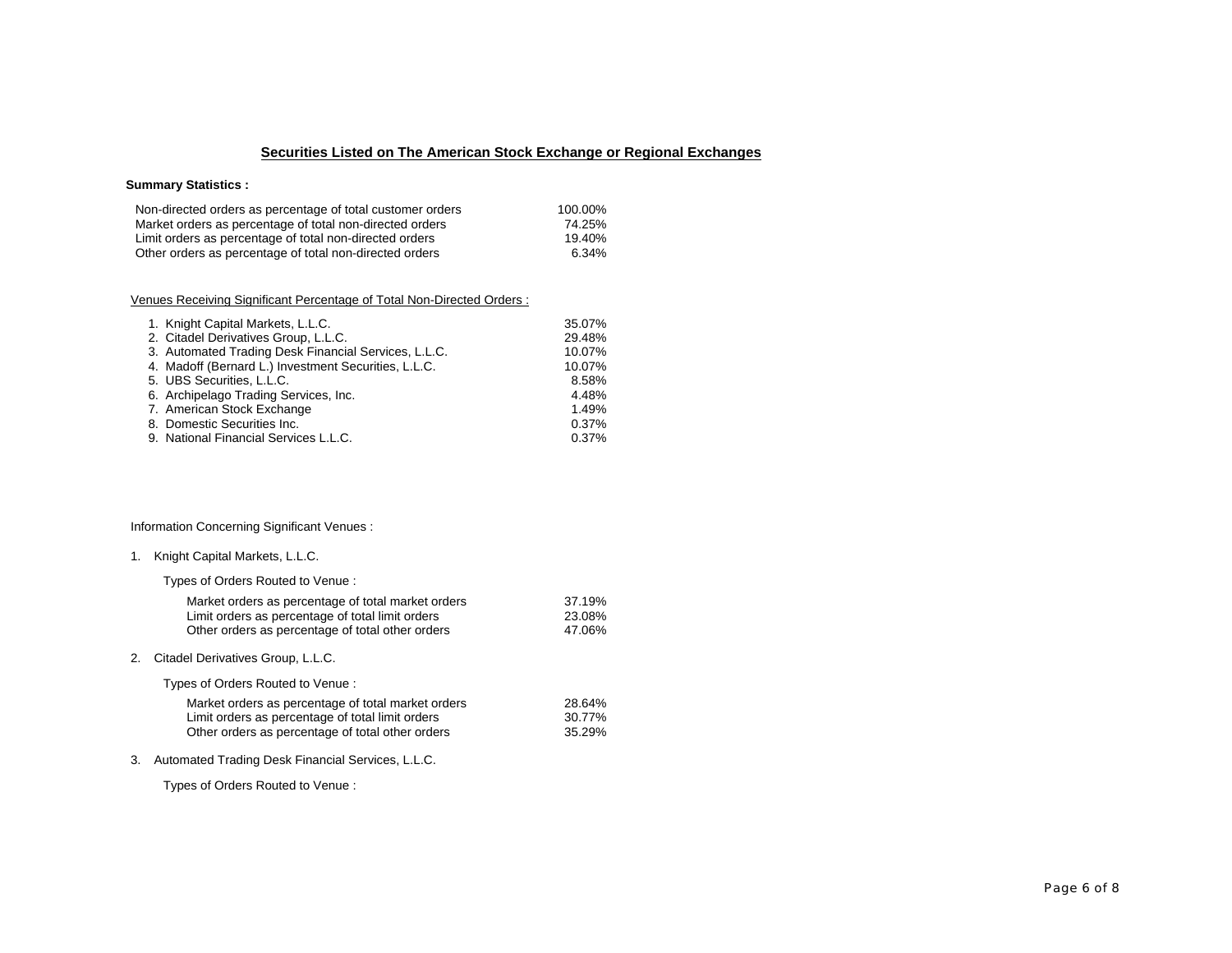## Securities Listed on The American Stock Exchange or Regional Exchanges

**Summary Statistics :**

| | |
|---|---|
| Non-directed orders as percentage of total customer orders | 100.00% |
| Market orders as percentage of total non-directed orders | 74.25% |
| Limit orders as percentage of total non-directed orders | 19.40% |
| Other orders as percentage of total non-directed orders | 6.34% |

Venues Receiving Significant Percentage of Total Non-Directed Orders :

| | |
|---|---|
| 1. Knight Capital Markets, L.L.C. | 35.07% |
| 2. Citadel Derivatives Group, L.L.C. | 29.48% |
| 3. Automated Trading Desk Financial Services, L.L.C. | 10.07% |
| 4. Madoff (Bernard L.) Investment Securities, L.L.C. | 10.07% |
| 5. UBS Securities, L.L.C. | 8.58% |
| 6. Archipelago Trading Services, Inc. | 4.48% |
| 7. American Stock Exchange | 1.49% |
| 8. Domestic Securities Inc. | 0.37% |
| 9. National Financial Services L.L.C. | 0.37% |

Information Concerning Significant Venues :

1. Knight Capital Markets, L.L.C.

   Types of Orders Routed to Venue :

   | | |
   |---|---|
   | Market orders as percentage of total market orders | 37.19% |
   | Limit orders as percentage of total limit orders | 23.08% |
   | Other orders as percentage of total other orders | 47.06% |

2. Citadel Derivatives Group, L.L.C.

   Types of Orders Routed to Venue :

   | | |
   |---|---|
   | Market orders as percentage of total market orders | 28.64% |
   | Limit orders as percentage of total limit orders | 30.77% |
   | Other orders as percentage of total other orders | 35.29% |

3. Automated Trading Desk Financial Services, L.L.C.

   Types of Orders Routed to Venue :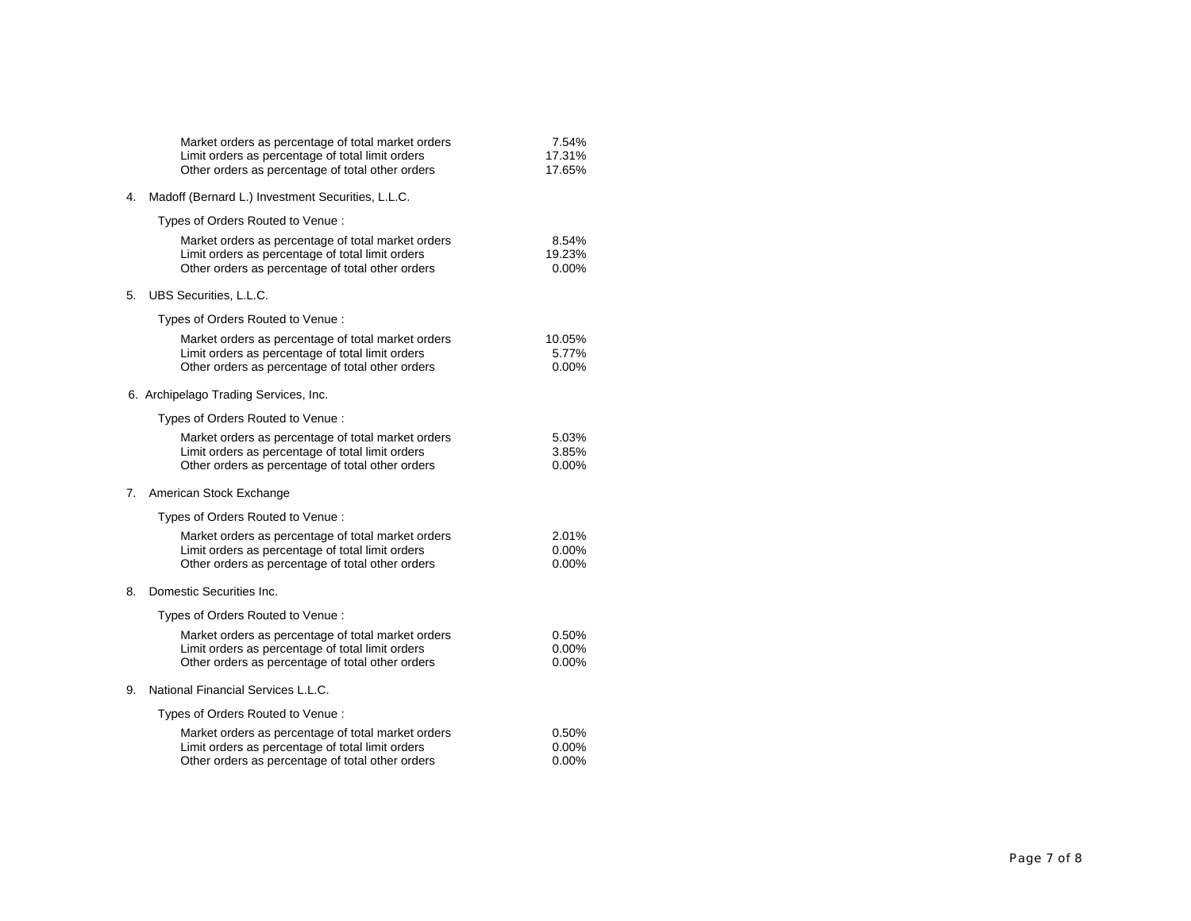| | |
|---|---|
| Market orders as percentage of total market orders | 7.54% |
| Limit orders as percentage of total limit orders | 17.31% |
| Other orders as percentage of total other orders | 17.65% |

4. Madoff (Bernard L.) Investment Securities, L.L.C.

Types of Orders Routed to Venue :

| | |
|---|---|
| Market orders as percentage of total market orders | 8.54% |
| Limit orders as percentage of total limit orders | 19.23% |
| Other orders as percentage of total other orders | 0.00% |

5. UBS Securities, L.L.C.

Types of Orders Routed to Venue :

| | |
|---|---|
| Market orders as percentage of total market orders | 10.05% |
| Limit orders as percentage of total limit orders | 5.77% |
| Other orders as percentage of total other orders | 0.00% |

6. Archipelago Trading Services, Inc.

Types of Orders Routed to Venue :

| | |
|---|---|
| Market orders as percentage of total market orders | 5.03% |
| Limit orders as percentage of total limit orders | 3.85% |
| Other orders as percentage of total other orders | 0.00% |

7. American Stock Exchange

Types of Orders Routed to Venue :

| | |
|---|---|
| Market orders as percentage of total market orders | 2.01% |
| Limit orders as percentage of total limit orders | 0.00% |
| Other orders as percentage of total other orders | 0.00% |

8. Domestic Securities Inc.

Types of Orders Routed to Venue :

| | |
|---|---|
| Market orders as percentage of total market orders | 0.50% |
| Limit orders as percentage of total limit orders | 0.00% |
| Other orders as percentage of total other orders | 0.00% |

9. National Financial Services L.L.C.

Types of Orders Routed to Venue :

| | |
|---|---|
| Market orders as percentage of total market orders | 0.50% |
| Limit orders as percentage of total limit orders | 0.00% |
| Other orders as percentage of total other orders | 0.00% |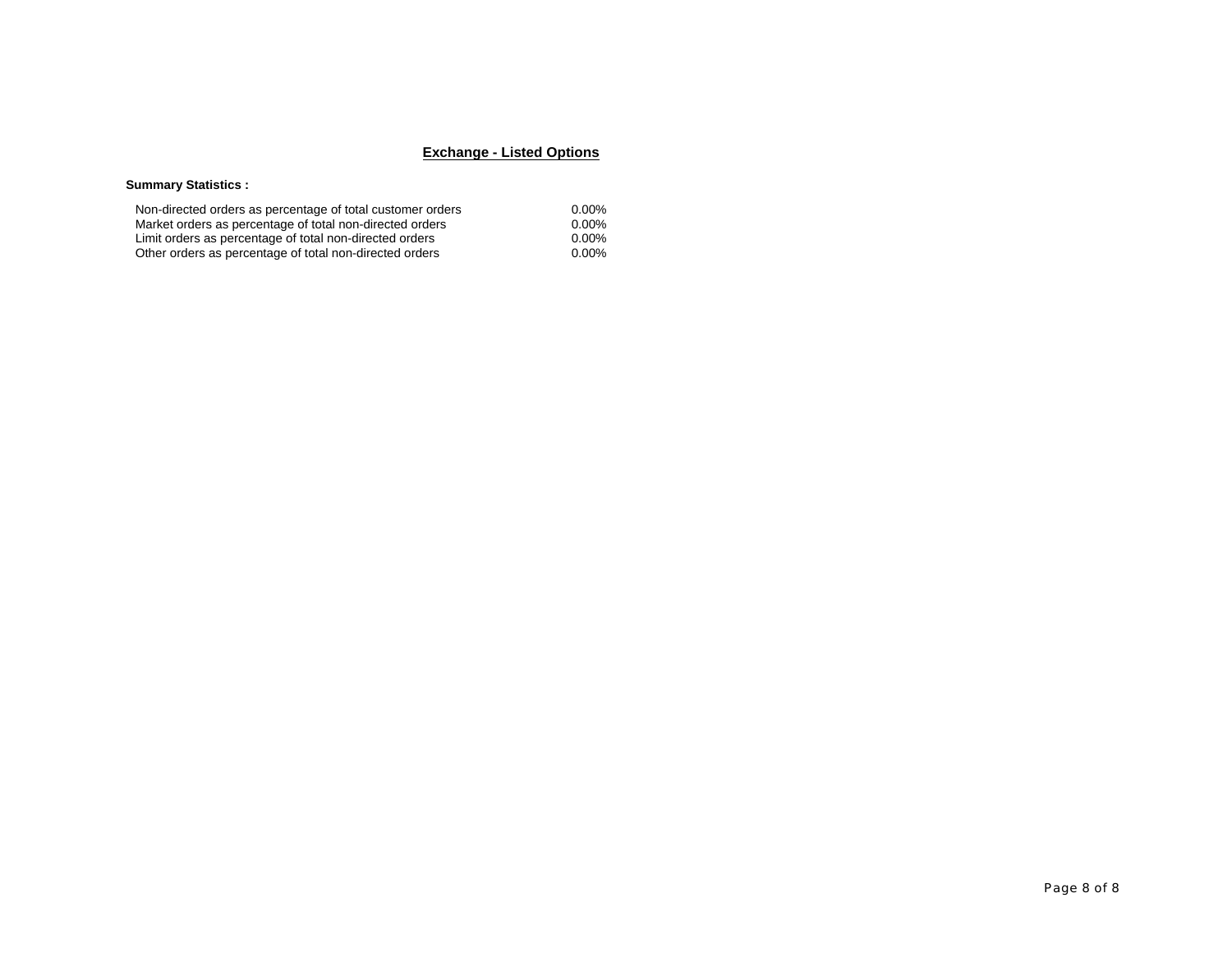## Exchange - Listed Options

**Summary Statistics :**

| | |
|---|---|
| Non-directed orders as percentage of total customer orders | 0.00% |
| Market orders as percentage of total non-directed orders | 0.00% |
| Limit orders as percentage of total non-directed orders | 0.00% |
| Other orders as percentage of total non-directed orders | 0.00% |